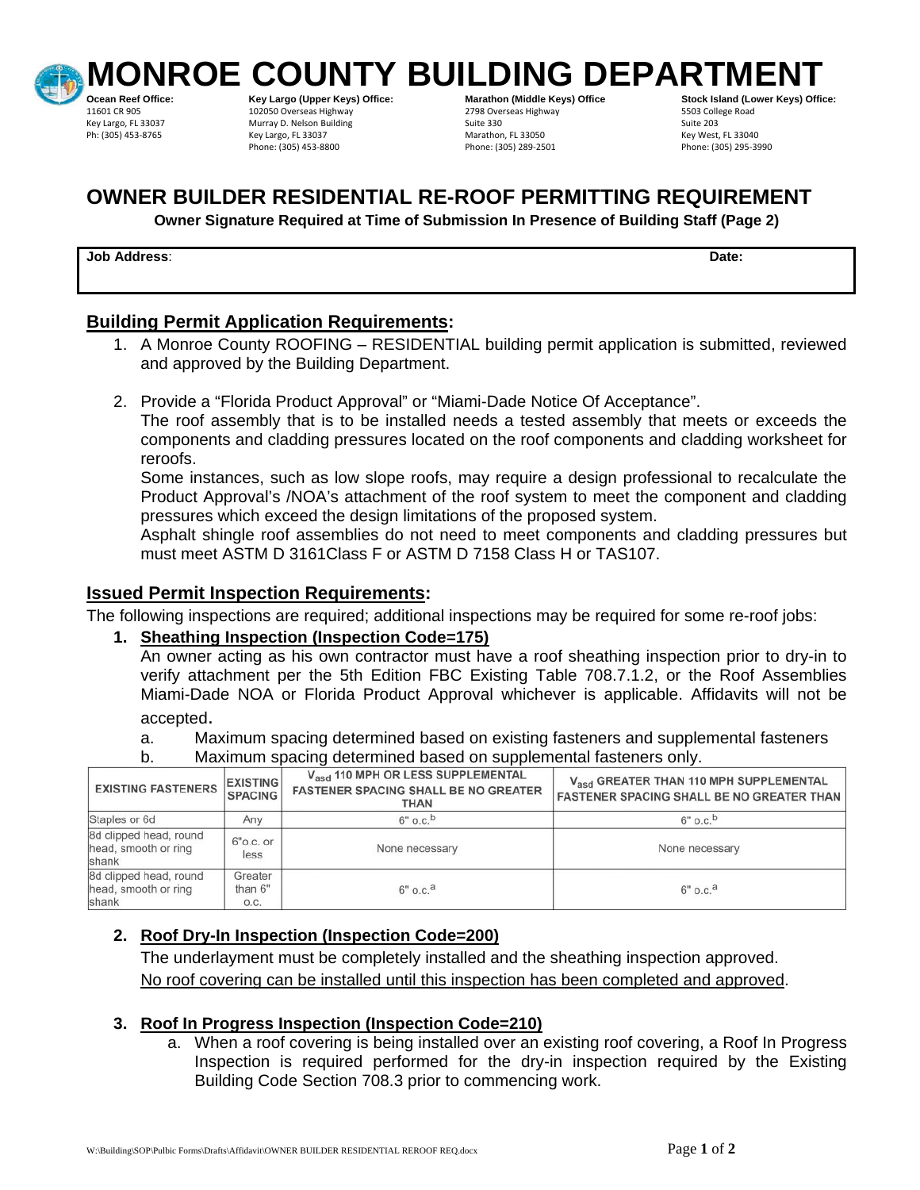# MONROE COUNTY BUILDING DEPARTMENT

**Ocean Reef Office:**
11601 CR 905
Key Largo, FL 33037
Ph: (305) 453-8765

**Key Largo (Upper Keys) Office:**
102050 Overseas Highway
Murray D. Nelson Building
Key Largo, FL 33037
Phone: (305) 453-8800

**Marathon (Middle Keys) Office**
2798 Overseas Highway
Suite 330
Marathon, FL 33050
Phone: (305) 289-2501

**Stock Island (Lower Keys) Office:**
5503 College Road
Suite 203
Key West, FL 33040
Phone: (305) 295-3990

## OWNER BUILDER RESIDENTIAL RE-ROOF PERMITTING REQUIREMENT

**Owner Signature Required at Time of Submission In Presence of Building Staff (Page 2)**

| **Job Address**: | **Date:** |
|---|---|
| | |

### Building Permit Application Requirements:

1. A Monroe County ROOFING – RESIDENTIAL building permit application is submitted, reviewed and approved by the Building Department.

2. Provide a "Florida Product Approval" or "Miami-Dade Notice Of Acceptance".
   The roof assembly that is to be installed needs a tested assembly that meets or exceeds the components and cladding pressures located on the roof components and cladding worksheet for reroofs.
   Some instances, such as low slope roofs, may require a design professional to recalculate the Product Approval's /NOA's attachment of the roof system to meet the component and cladding pressures which exceed the design limitations of the proposed system.
   Asphalt shingle roof assemblies do not need to meet components and cladding pressures but must meet ASTM D 3161Class F or ASTM D 7158 Class H or TAS107.

### Issued Permit Inspection Requirements:

The following inspections are required; additional inspections may be required for some re-roof jobs:

1. **Sheathing Inspection (Inspection Code=175)**
   An owner acting as his own contractor must have a roof sheathing inspection prior to dry-in to verify attachment per the 5th Edition FBC Existing Table 708.7.1.2, or the Roof Assemblies Miami-Dade NOA or Florida Product Approval whichever is applicable. Affidavits will not be accepted.
   a. Maximum spacing determined based on existing fasteners and supplemental fasteners
   b. Maximum spacing determined based on supplemental fasteners only.

| EXISTING FASTENERS | EXISTING SPACING | $V_{asd}$ 110 MPH OR LESS SUPPLEMENTAL FASTENER SPACING SHALL BE NO GREATER THAN | $V_{asd}$ GREATER THAN 110 MPH SUPPLEMENTAL FASTENER SPACING SHALL BE NO GREATER THAN |
|---|---|---|---|
| Staples or 6d | Any | 6" o.c.[b] | 6" o.c.[b] |
| 8d clipped head, round head, smooth or ring shank | 6"o.c. or less | None necessary | None necessary |
| 8d clipped head, round head, smooth or ring shank | Greater than 6" o.c. | 6" o.c.[a] | 6" o.c.[a] |

2. **Roof Dry-In Inspection (Inspection Code=200)**
   The underlayment must be completely installed and the sheathing inspection approved.
   No roof covering can be installed until this inspection has been completed and approved.

3. **Roof In Progress Inspection (Inspection Code=210)**
   a. When a roof covering is being installed over an existing roof covering, a Roof In Progress Inspection is required performed for the dry-in inspection required by the Existing Building Code Section 708.3 prior to commencing work.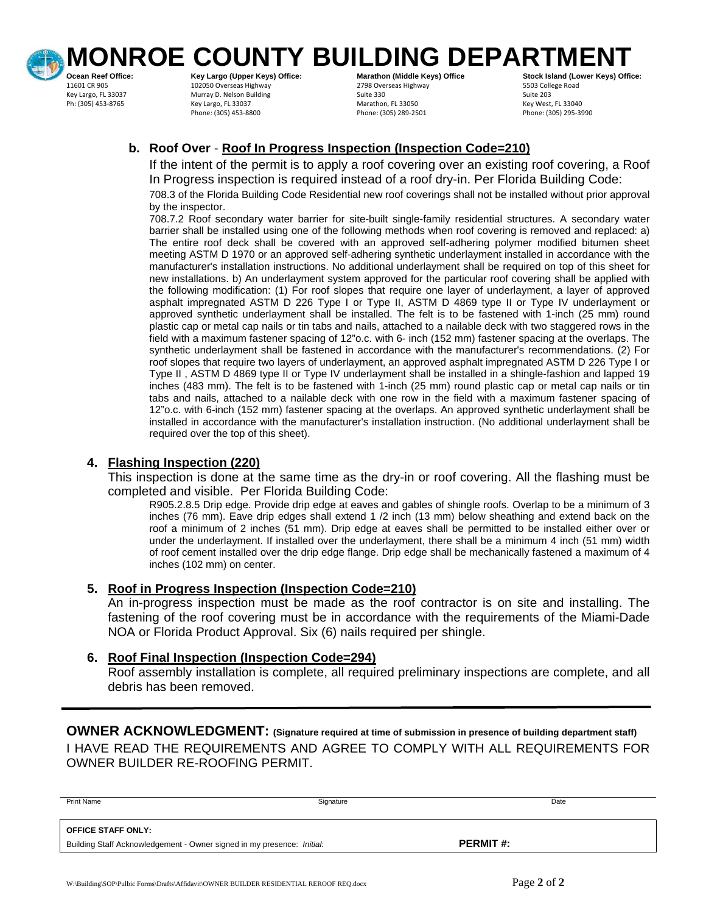# MONROE COUNTY BUILDING DEPARTMENT

**Ocean Reef Office:**
11601 CR 905
Key Largo, FL 33037
Ph: (305) 453-8765

**Key Largo (Upper Keys) Office:**
102050 Overseas Highway
Murray D. Nelson Building
Key Largo, FL 33037
Phone: (305) 453-8800

**Marathon (Middle Keys) Office**
2798 Overseas Highway
Suite 330
Marathon, FL 33050
Phone: (305) 289-2501

**Stock Island (Lower Keys) Office:**
5503 College Road
Suite 203
Key West, FL 33040
Phone: (305) 295-3990

**b. Roof Over** - **Roof In Progress Inspection (Inspection Code=210)**

If the intent of the permit is to apply a roof covering over an existing roof covering, a Roof In Progress inspection is required instead of a roof dry-in. Per Florida Building Code:

708.3 of the Florida Building Code Residential new roof coverings shall not be installed without prior approval by the inspector.

708.7.2 Roof secondary water barrier for site-built single-family residential structures. A secondary water barrier shall be installed using one of the following methods when roof covering is removed and replaced: a) The entire roof deck shall be covered with an approved self-adhering polymer modified bitumen sheet meeting ASTM D 1970 or an approved self-adhering synthetic underlayment installed in accordance with the manufacturer's installation instructions. No additional underlayment shall be required on top of this sheet for new installations. b) An underlayment system approved for the particular roof covering shall be applied with the following modification: (1) For roof slopes that require one layer of underlayment, a layer of approved asphalt impregnated ASTM D 226 Type I or Type II, ASTM D 4869 type II or Type IV underlayment or approved synthetic underlayment shall be installed. The felt is to be fastened with 1-inch (25 mm) round plastic cap or metal cap nails or tin tabs and nails, attached to a nailable deck with two staggered rows in the field with a maximum fastener spacing of 12"o.c. with 6- inch (152 mm) fastener spacing at the overlaps. The synthetic underlayment shall be fastened in accordance with the manufacturer's recommendations. (2) For roof slopes that require two layers of underlayment, an approved asphalt impregnated ASTM D 226 Type I or Type II , ASTM D 4869 type II or Type IV underlayment shall be installed in a shingle-fashion and lapped 19 inches (483 mm). The felt is to be fastened with 1-inch (25 mm) round plastic cap or metal cap nails or tin tabs and nails, attached to a nailable deck with one row in the field with a maximum fastener spacing of 12"o.c. with 6-inch (152 mm) fastener spacing at the overlaps. An approved synthetic underlayment shall be installed in accordance with the manufacturer's installation instruction. (No additional underlayment shall be required over the top of this sheet).

4. **Flashing Inspection (220)**

This inspection is done at the same time as the dry-in or roof covering. All the flashing must be completed and visible. Per Florida Building Code:

R905.2.8.5 Drip edge. Provide drip edge at eaves and gables of shingle roofs. Overlap to be a minimum of 3 inches (76 mm). Eave drip edges shall extend 1 /2 inch (13 mm) below sheathing and extend back on the roof a minimum of 2 inches (51 mm). Drip edge at eaves shall be permitted to be installed either over or under the underlayment. If installed over the underlayment, there shall be a minimum 4 inch (51 mm) width of roof cement installed over the drip edge flange. Drip edge shall be mechanically fastened a maximum of 4 inches (102 mm) on center.

5. **Roof in Progress Inspection (Inspection Code=210)**

An in-progress inspection must be made as the roof contractor is on site and installing. The fastening of the roof covering must be in accordance with the requirements of the Miami-Dade NOA or Florida Product Approval. Six (6) nails required per shingle.

6. **Roof Final Inspection (Inspection Code=294)**

Roof assembly installation is complete, all required preliminary inspections are complete, and all debris has been removed.

---

**OWNER ACKNOWLEDGMENT: (Signature required at time of submission in presence of building department staff)**

I HAVE READ THE REQUIREMENTS AND AGREE TO COMPLY WITH ALL REQUIREMENTS FOR OWNER BUILDER RE-ROOFING PERMIT.

Print Name Signature Date

**OFFICE STAFF ONLY:**

Building Staff Acknowledgement - Owner signed in my presence: *Initial:* **PERMIT #:**

W:\Building\SOP\Pulbic Forms\Drafts\Affidavit\OWNER BUILDER RESIDENTIAL REROOF REQ.docx